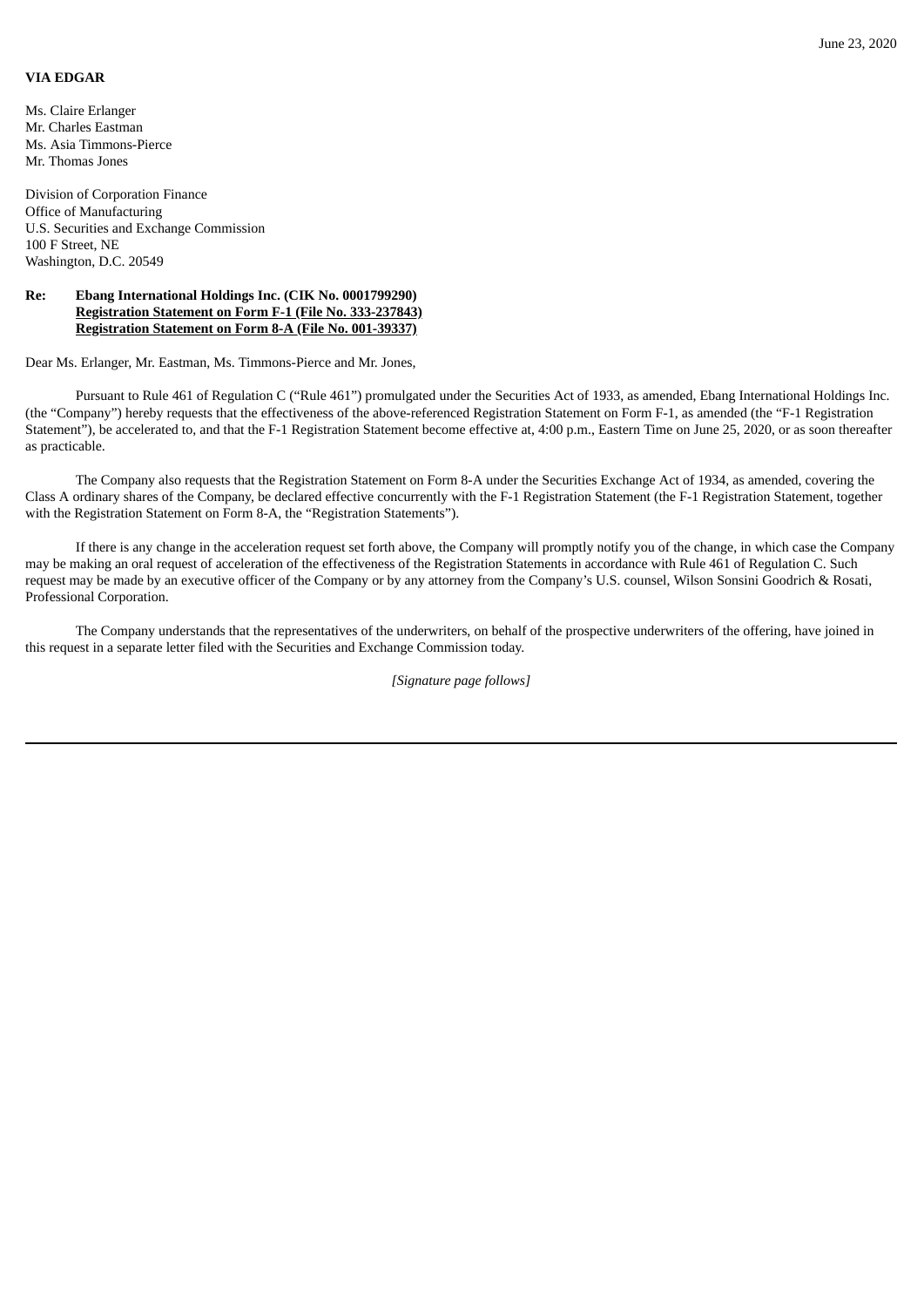June 23, 2020

**VIA EDGAR**

Ms. Claire Erlanger
Mr. Charles Eastman
Ms. Asia Timmons-Pierce
Mr. Thomas Jones

Division of Corporation Finance
Office of Manufacturing
U.S. Securities and Exchange Commission
100 F Street, NE
Washington, D.C. 20549

**Re: Ebang International Holdings Inc. (CIK No. 0001799290)**
**Registration Statement on Form F-1 (File No. 333-237843)**
**Registration Statement on Form 8-A (File No. 001-39337)**

Dear Ms. Erlanger, Mr. Eastman, Ms. Timmons-Pierce and Mr. Jones,

Pursuant to Rule 461 of Regulation C ("Rule 461") promulgated under the Securities Act of 1933, as amended, Ebang International Holdings Inc. (the "Company") hereby requests that the effectiveness of the above-referenced Registration Statement on Form F-1, as amended (the "F-1 Registration Statement"), be accelerated to, and that the F-1 Registration Statement become effective at, 4:00 p.m., Eastern Time on June 25, 2020, or as soon thereafter as practicable.

The Company also requests that the Registration Statement on Form 8-A under the Securities Exchange Act of 1934, as amended, covering the Class A ordinary shares of the Company, be declared effective concurrently with the F-1 Registration Statement (the F-1 Registration Statement, together with the Registration Statement on Form 8-A, the "Registration Statements").

If there is any change in the acceleration request set forth above, the Company will promptly notify you of the change, in which case the Company may be making an oral request of acceleration of the effectiveness of the Registration Statements in accordance with Rule 461 of Regulation C. Such request may be made by an executive officer of the Company or by any attorney from the Company's U.S. counsel, Wilson Sonsini Goodrich & Rosati, Professional Corporation.

The Company understands that the representatives of the underwriters, on behalf of the prospective underwriters of the offering, have joined in this request in a separate letter filed with the Securities and Exchange Commission today.

*[Signature page follows]*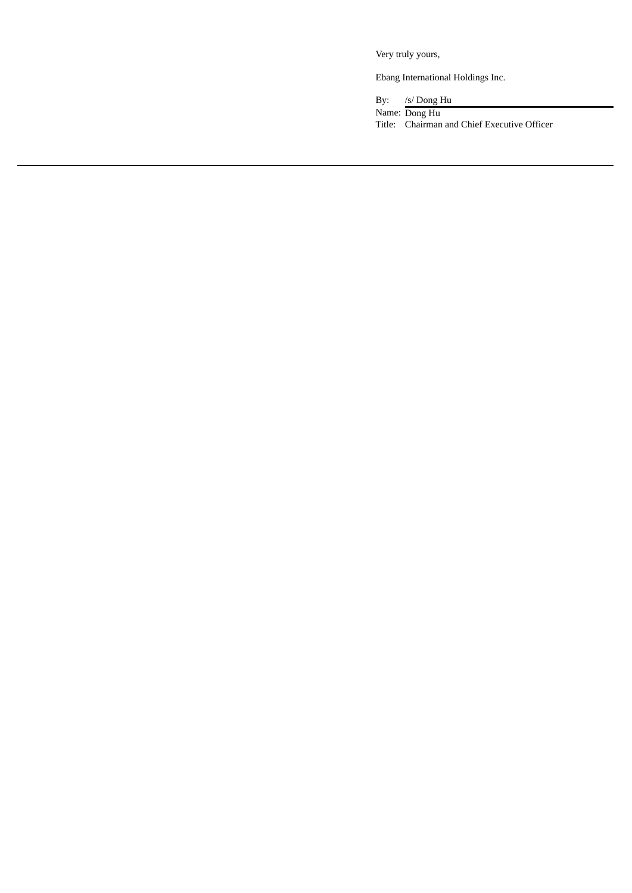Very truly yours,

Ebang International Holdings Inc.

By: /s/ Dong Hu

Name: Dong Hu

Title: Chairman and Chief Executive Officer